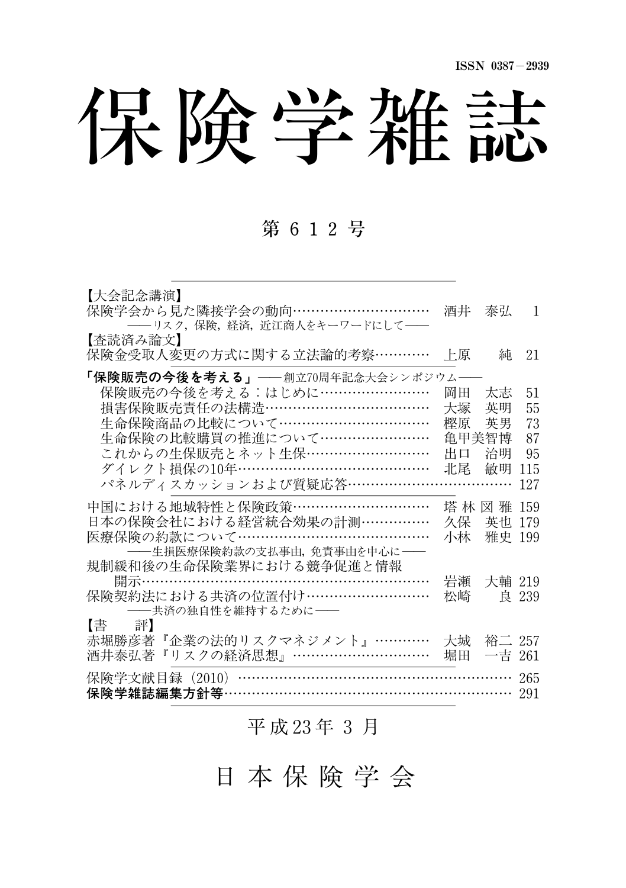ISSN 0387－2939

# 保険学雑誌

## 第612号

【大会記念講演】

保険学会から見た隣接学会の動向…………………………　酒井　泰弘　1
——リスク，保険，経済，近江商人をキーワードにして——

【査読済み論文】

保険金受取人変更の方式に関する立法論的考察…………　上原　純　21

**「保険販売の今後を考える」**——創立70周年記念大会シンポジウム——

- 保険販売の今後を考える：はじめに……………………　岡田　太志　51
- 損害保険販売責任の法構造………………………………　大塚　英明　55
- 生命保険商品の比較について……………………………　樫原　英男　73
- 生命保険の比較購買の推進について……………………　亀甲美智博　87
- これからの生保販売とネット生保………………………　出口　治明　95
- ダイレクト損保の10年……………………………………　北尾　敏明　115
- パネルディスカッションおよび質疑応答………………………………　127

中国における地域特性と保険政策…………………………　塔林図雅　159

日本の保険会社における経営統合効果の計測……………　久保　英也　179

医療保険の約款について……………………………………　小林　雅史　199
——生損医療保険約款の支払事由，免責事由を中心に——

規制緩和後の生命保険業界における競争促進と情報開示……………………………………………………………　岩瀬　大輔　219

保険契約法における共済の位置付け………………………　松崎　良　239
——共済の独自性を維持するために——

【書　評】

赤堀勝彦著『企業の法的リスクマネジメント』…………　大城　裕二　257

酒井泰弘著『リスクの経済思想』…………………………　堀田　一吉　261

保険学文献目録（2010）……………………………………………………　265

**保険学雑誌編集方針等**…………………………………………………………　291

平成23年3月

日本保険学会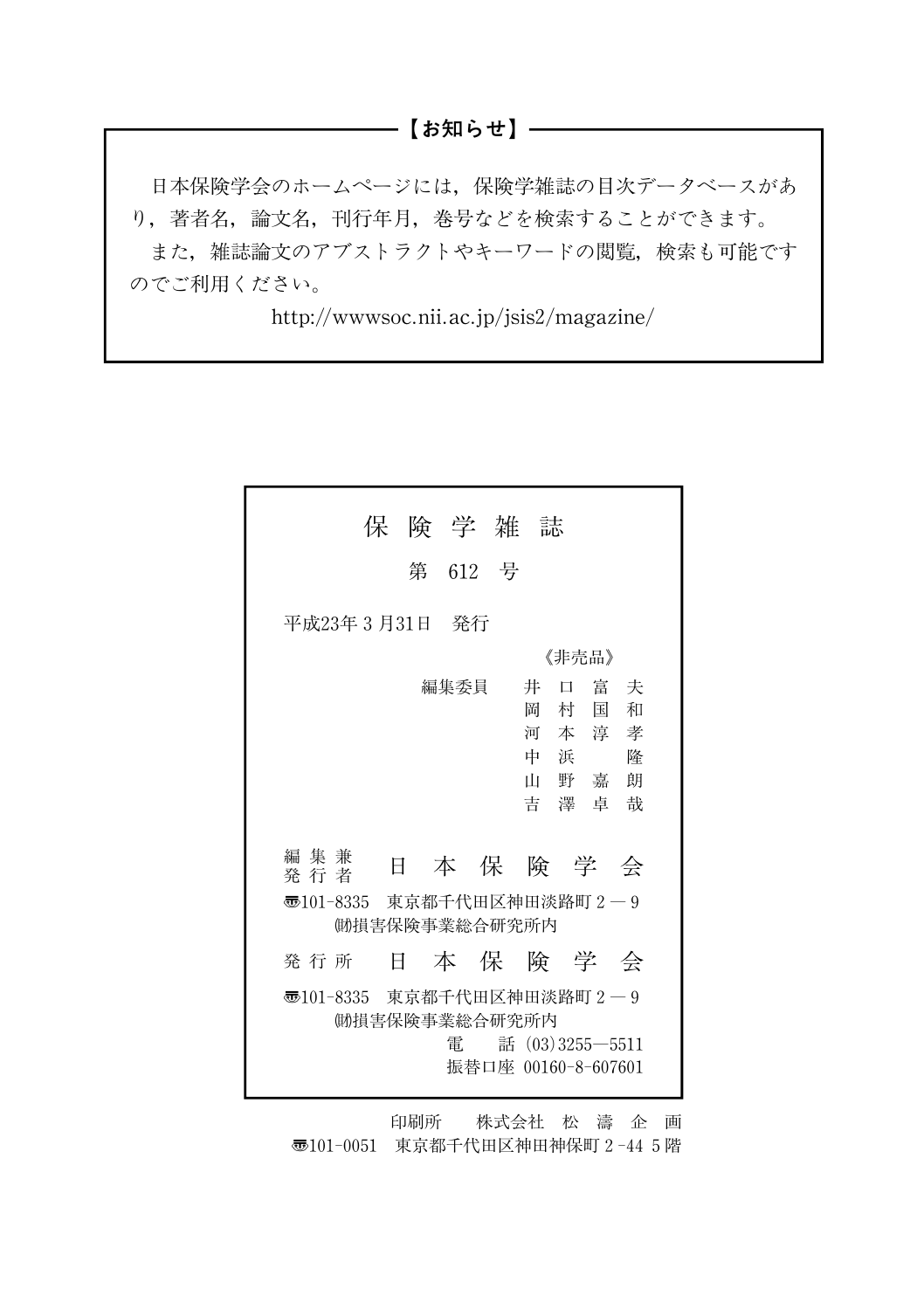## 【お知らせ】

日本保険学会のホームページには，保険学雑誌の目次データベースがあり，著者名，論文名，刊行年月，巻号などを検索することができます。

また，雑誌論文のアブストラクトやキーワードの閲覧，検索も可能ですのでご利用ください。

http://wwwsoc.nii.ac.jp/jsis2/magazine/

---

# 保険学雑誌

## 第 612 号

平成23年 3 月31日　発行

《非売品》

編集委員　井口富夫
　　　　　岡村国和
　　　　　河本淳孝
　　　　　中浜　隆
　　　　　山野嘉朗
　　　　　吉澤卓哉

編集兼発行者　日本保険学会

〒101-8335　東京都千代田区神田淡路町２－９
　㈶損害保険事業総合研究所内

発行所　日本保険学会

〒101-8335　東京都千代田区神田淡路町２－９
　㈶損害保険事業総合研究所内
　電　話（03）3255―5511
　振替口座 00160-8-607601

印刷所　株式会社　松濤企画
〒101-0051　東京都千代田区神田神保町２-44 ５階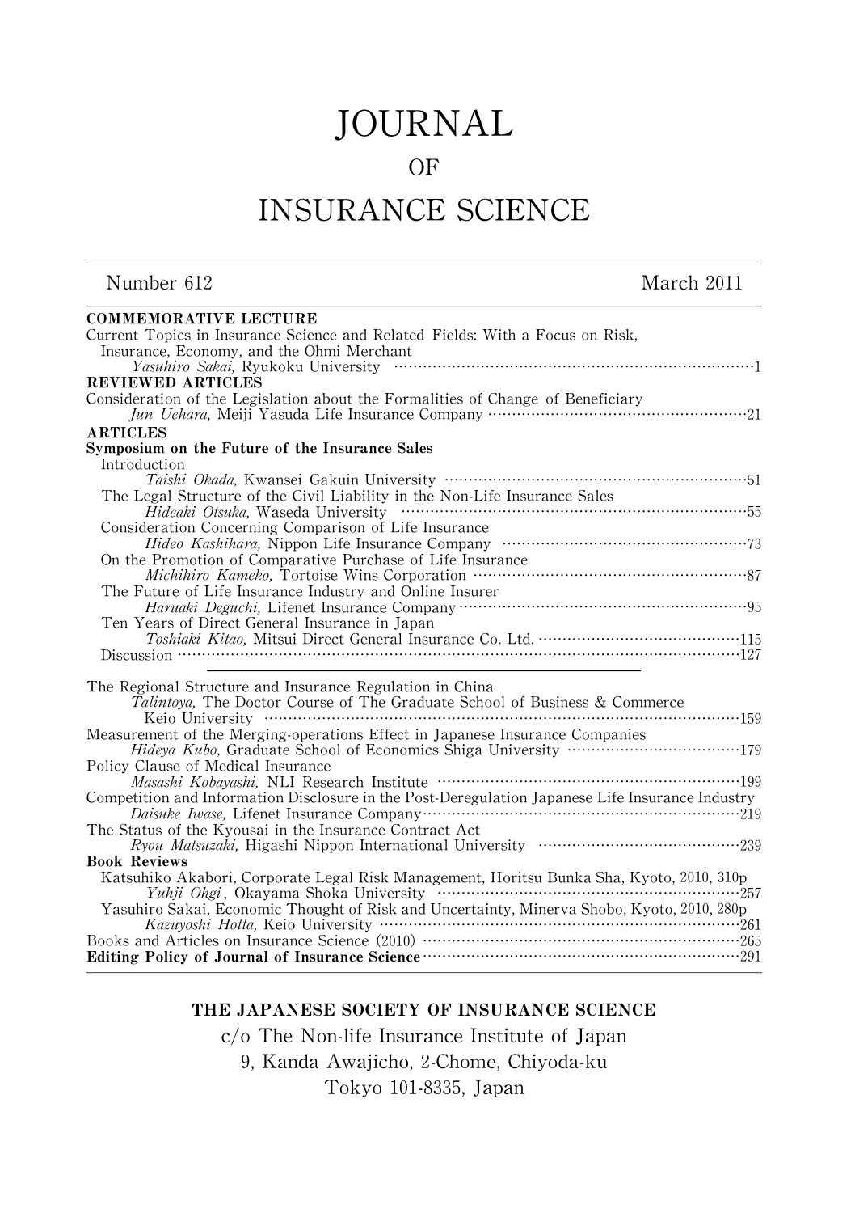# JOURNAL

OF

# INSURANCE SCIENCE

Number 612 March 2011

**COMMEMORATIVE LECTURE**

Current Topics in Insurance Science and Related Fields: With a Focus on Risk, Insurance, Economy, and the Ohmi Merchant
*Yasuhiro Sakai,* Ryukoku University ……1

**REVIEWED ARTICLES**

Consideration of the Legislation about the Formalities of Change of Beneficiary
*Jun Uehara,* Meiji Yasuda Life Insurance Company ……21

**ARTICLES**

**Symposium on the Future of the Insurance Sales**

Introduction
*Taishi Okada,* Kwansei Gakuin University ……51

The Legal Structure of the Civil Liability in the Non-Life Insurance Sales
*Hideaki Otsuka,* Waseda University ……55

Consideration Concerning Comparison of Life Insurance
*Hideo Kashihara,* Nippon Life Insurance Company ……73

On the Promotion of Comparative Purchase of Life Insurance
*Michihiro Kameko,* Tortoise Wins Corporation ……87

The Future of Life Insurance Industry and Online Insurer
*Haruaki Deguchi,* Lifenet Insurance Company ……95

Ten Years of Direct General Insurance in Japan
*Toshiaki Kitao,* Mitsui Direct General Insurance Co. Ltd. ……115

Discussion ……127

---

The Regional Structure and Insurance Regulation in China
*Talintoya,* The Doctor Course of The Graduate School of Business & Commerce Keio University ……159

Measurement of the Merging-operations Effect in Japanese Insurance Companies
*Hideya Kubo,* Graduate School of Economics Shiga University ……179

Policy Clause of Medical Insurance
*Masashi Kobayashi,* NLI Research Institute ……199

Competition and Information Disclosure in the Post-Deregulation Japanese Life Insurance Industry
*Daisuke Iwase,* Lifenet Insurance Company ……219

The Status of the Kyousai in the Insurance Contract Act
*Ryou Matsuzaki,* Higashi Nippon International University ……239

**Book Reviews**

Katsuhiko Akabori, Corporate Legal Risk Management, Horitsu Bunka Sha, Kyoto, 2010, 310p
*Yuhji Ohgi*, Okayama Shoka University ……257

Yasuhiro Sakai, Economic Thought of Risk and Uncertainty, Minerva Shobo, Kyoto, 2010, 280p
*Kazuyoshi Hotta,* Keio University ……261

Books and Articles on Insurance Science (2010) ……265

**Editing Policy of Journal of Insurance Science** ……291

---

**THE JAPANESE SOCIETY OF INSURANCE SCIENCE**

c/o The Non-life Insurance Institute of Japan
9, Kanda Awajicho, 2-Chome, Chiyoda-ku
Tokyo 101-8335, Japan